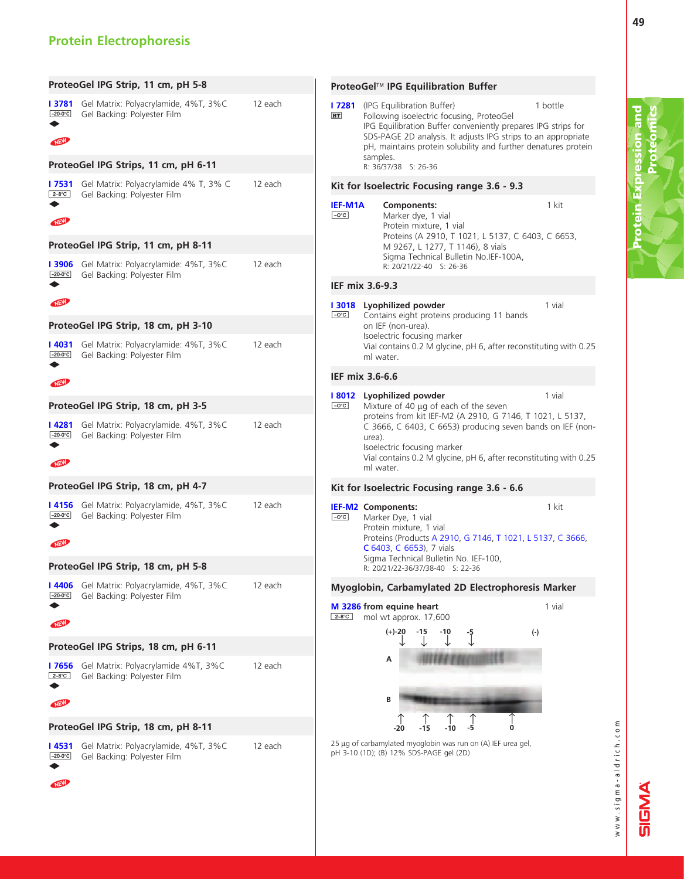# Protein Electrophoresis

## ProteoGel IPG Strip, 11 cm, pH 5-8

**I 3781** Gel Matrix: Polyacrylamide, 4%T, 3%C — 12 each
-20-0°C
Gel Backing: Polyester Film
NEW

## ProteoGel IPG Strips, 11 cm, pH 6-11

**I 7531** Gel Matrix: Polyacrylamide 4% T, 3% C — 12 each
2-8°C
Gel Backing: Polyester Film
NEW

## ProteoGel IPG Strip, 11 cm, pH 8-11

**I 3906** Gel Matrix: Polyacrylamide: 4%T, 3%C — 12 each
-20-0°C
Gel Backing: Polyester Film
NEW

## ProteoGel IPG Strip, 18 cm, pH 3-10

**I 4031** Gel Matrix: Polyacrylamide: 4%T, 3%C — 12 each
-20-0°C
Gel Backing: Polyester Film
NEW

## ProteoGel IPG Strip, 18 cm, pH 3-5

**I 4281** Gel Matrix: Polyacrylamide. 4%T, 3%C — 12 each
-20-0°C
Gel Backing: Polyester Film
NEW

## ProteoGel IPG Strip, 18 cm, pH 4-7

**I 4156** Gel Matrix: Polyacrylamide, 4%T, 3%C — 12 each
-20-0°C
Gel Backing: Polyester Film
NEW

## ProteoGel IPG Strip, 18 cm, pH 5-8

**I 4406** Gel Matrix: Polyacrylamide, 4%T, 3%C — 12 each
-20-0°C
Gel Backing: Polyester Film
NEW

## ProteoGel IPG Strips, 18 cm, pH 6-11

**I 7656** Gel Matrix: Polyacrylamide 4%T, 3%C — 12 each
2-8°C
Gel Backing: Polyester Film
NEW

## ProteoGel IPG Strip, 18 cm, pH 8-11

**I 4531** Gel Matrix: Polyacrylamide, 4%T, 3%C — 12 each
-20-0°C
Gel Backing: Polyester Film
NEW

## ProteoGel™ IPG Equilibration Buffer

**I 7281** (IPG Equilibration Buffer) — 1 bottle
RT
Following isoelectric focusing, ProteoGel IPG Equilibration Buffer conveniently prepares IPG strips for SDS-PAGE 2D analysis. It adjusts IPG strips to an appropriate pH, maintains protein solubility and further denatures protein samples.
R: 36/37/38 S: 26-36

## Kit for Isoelectric Focusing range 3.6 - 9.3

**IEF-M1A** **Components:** — 1 kit
-0°C
Marker dye, 1 vial
Protein mixture, 1 vial
Proteins (A 2910, T 1021, L 5137, C 6403, C 6653, M 9267, L 1277, T 1146), 8 vials
Sigma Technical Bulletin No.IEF-100A,
R: 20/21/22-40 S: 26-36

## IEF mix 3.6-9.3

**I 3018** **Lyophilized powder** — 1 vial
-0°C
Contains eight proteins producing 11 bands on IEF (non-urea).
Isoelectric focusing marker
Vial contains 0.2 M glycine, pH 6, after reconstituting with 0.25 ml water.

## IEF mix 3.6-6.6

**I 8012** **Lyophilized powder** — 1 vial
-0°C
Mixture of 40 µg of each of the seven proteins from kit IEF-M2 (A 2910, G 7146, T 1021, L 5137, C 3666, C 6403, C 6653) producing seven bands on IEF (non-urea).
Isoelectric focusing marker
Vial contains 0.2 M glycine, pH 6, after reconstituting with 0.25 ml water.

## Kit for Isoelectric Focusing range 3.6 - 6.6

**IEF-M2** **Components:** — 1 kit
-0°C
Marker Dye, 1 vial
Protein mixture, 1 vial
Proteins (Products A 2910, G 7146, T 1021, L 5137, C 3666, C 6403, C 6653), 7 vials
Sigma Technical Bulletin No. IEF-100,
R: 20/21/22-36/37/38-40 S: 22-36

## Myoglobin, Carbamylated 2D Electrophoresis Marker

**M 3286** **from equine heart** — 1 vial
2-8°C
mol wt approx. 17,600

25 µg of carbamylated myoglobin was run on (A) IEF urea gel, pH 3-10 (1D); (B) 12% SDS-PAGE gel (2D)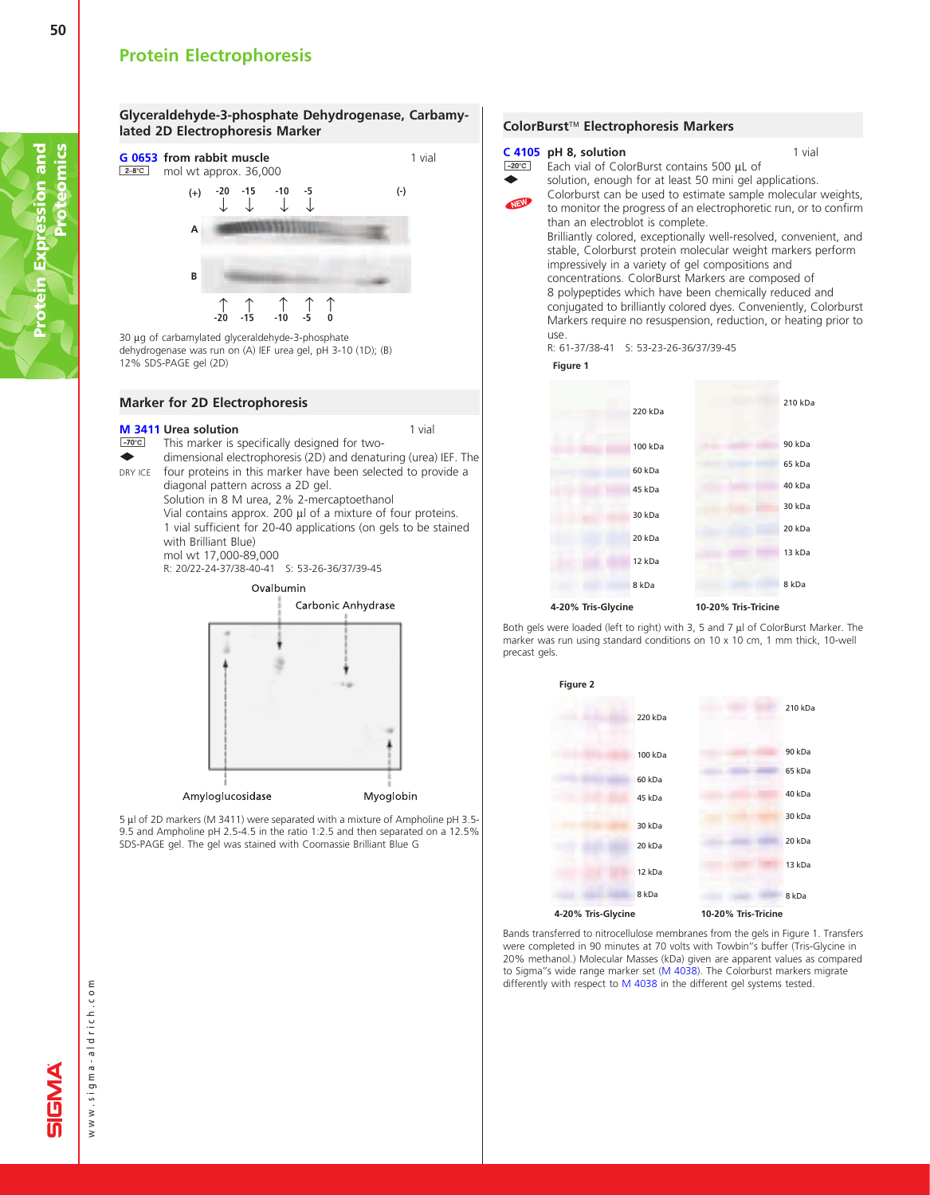# Protein Electrophoresis

## Glyceraldehyde-3-phosphate Dehydrogenase, Carbamylated 2D Electrophoresis Marker

**G 0653 from rabbit muscle** 1 vial
2–8°C
mol wt approx. 36,000

(+) -20 -15 -10 -5 (-)

A

B

-20 -15 -10 -5 0

30 µg of carbamylated glyceraldehyde-3-phosphate dehydrogenase was run on (A) IEF urea gel, pH 3-10 (1D); (B) 12% SDS-PAGE gel (2D)

## Marker for 2D Electrophoresis

**M 3411 Urea solution** 1 vial
–70°C
DRY ICE

This marker is specifically designed for two-dimensional electrophoresis (2D) and denaturing (urea) IEF. The four proteins in this marker have been selected to provide a diagonal pattern across a 2D gel.

Solution in 8 M urea, 2% 2-mercaptoethanol

Vial contains approx. 200 µl of a mixture of four proteins.

1 vial sufficient for 20-40 applications (on gels to be stained with Brilliant Blue)

mol wt 17,000-89,000

R: 20/22-24-37/38-40-41 S: 53-26-36/37/39-45

Ovalbumin
Carbonic Anhydrase
Amyloglucosidase
Myoglobin

5 µl of 2D markers (M 3411) were separated with a mixture of Ampholine pH 3.5-9.5 and Ampholine pH 2.5-4.5 in the ratio 1:2.5 and then separated on a 12.5% SDS-PAGE gel. The gel was stained with Coomassie Brilliant Blue G

## ColorBurst™ Electrophoresis Markers

**C 4105 pH 8, solution** 1 vial
–20°C
NEW

Each vial of ColorBurst contains 500 µL of solution, enough for at least 50 mini gel applications. Colorburst can be used to estimate sample molecular weights, to monitor the progress of an electrophoretic run, or to confirm than an electroblot is complete.

Brilliantly colored, exceptionally well-resolved, convenient, and stable, Colorburst protein molecular weight markers perform impressively in a variety of gel compositions and concentrations. ColorBurst Markers are composed of 8 polypeptides which have been chemically reduced and conjugated to brilliantly colored dyes. Conveniently, Colorburst Markers require no resuspension, reduction, or heating prior to use.

R: 61-37/38-41 S: 53-23-26-36/37/39-45

**Figure 1**

4-20% Tris-Glycine: 220 kDa, 100 kDa, 60 kDa, 45 kDa, 30 kDa, 20 kDa, 12 kDa, 8 kDa

10-20% Tris-Tricine: 210 kDa, 90 kDa, 65 kDa, 40 kDa, 30 kDa, 20 kDa, 13 kDa, 8 kDa

Both gels were loaded (left to right) with 3, 5 and 7 µl of ColorBurst Marker. The marker was run using standard conditions on 10 x 10 cm, 1 mm thick, 10-well precast gels.

**Figure 2**

4-20% Tris-Glycine: 220 kDa, 100 kDa, 60 kDa, 45 kDa, 30 kDa, 20 kDa, 12 kDa, 8 kDa

10-20% Tris-Tricine: 210 kDa, 90 kDa, 65 kDa, 40 kDa, 30 kDa, 20 kDa, 13 kDa, 8 kDa

Bands transferred to nitrocellulose membranes from the gels in Figure 1. Transfers were completed in 90 minutes at 70 volts with Towbin"s buffer (Tris-Glycine in 20% methanol.) Molecular Masses (kDa) given are apparent values as compared to Sigma"s wide range marker set (M 4038). The Colorburst markers migrate differently with respect to M 4038 in the different gel systems tested.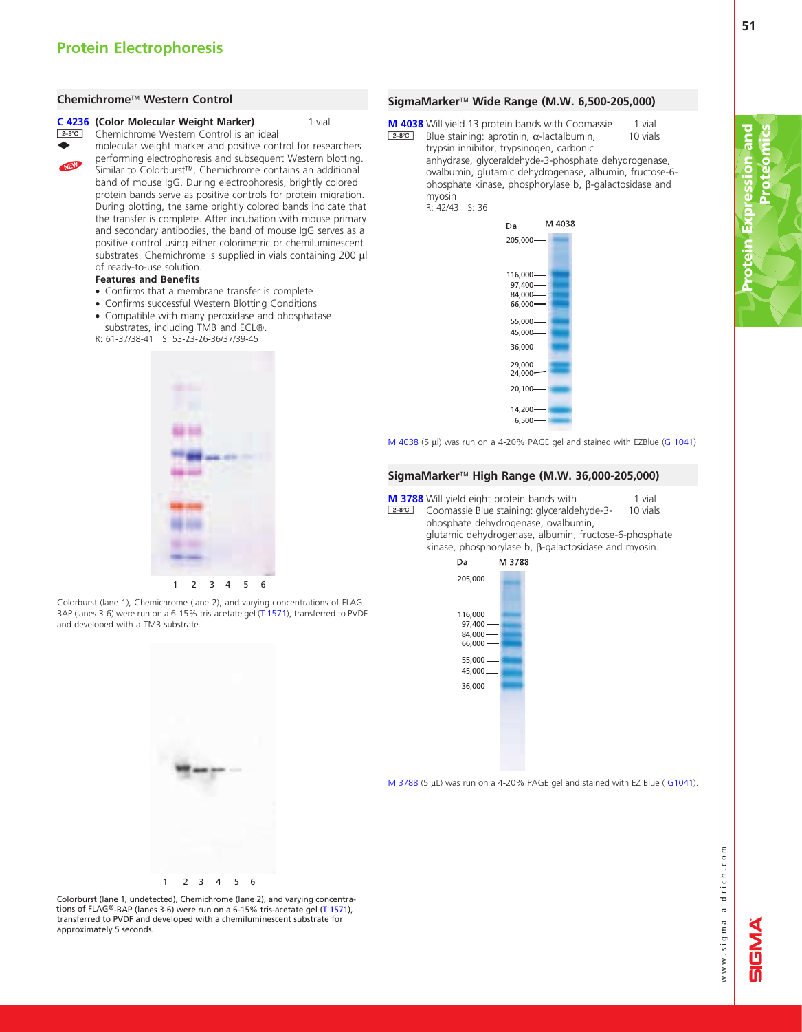# Protein Electrophoresis

## Chemichrome™ Western Control

**C 4236** **(Color Molecular Weight Marker)** 1 vial

2-8°C

NEW

Chemichrome Western Control is an ideal molecular weight marker and positive control for researchers performing electrophoresis and subsequent Western blotting. Similar to Colorburst™, Chemichrome contains an additional band of mouse IgG. During electrophoresis, brightly colored protein bands serve as positive controls for protein migration. During blotting, the same brightly colored bands indicate that the transfer is complete. After incubation with mouse primary and secondary antibodies, the band of mouse IgG serves as a positive control using either colorimetric or chemiluminescent substrates. Chemichrome is supplied in vials containing 200 μl of ready-to-use solution.

**Features and Benefits**

- Confirms that a membrane transfer is complete
- Confirms successful Western Blotting Conditions
- Compatible with many peroxidase and phosphatase substrates, including TMB and ECL®.

R: 61-37/38-41 S: 53-23-26-36/37/39-45

1 2 3 4 5 6

Colorburst (lane 1), Chemichrome (lane 2), and varying concentrations of FLAG-BAP (lanes 3-6) were run on a 6-15% tris-acetate gel (T 1571), transferred to PVDF and developed with a TMB substrate.

1 2 3 4 5 6

Colorburst (lane 1, undetected), Chemichrome (lane 2), and varying concentrations of FLAG®-BAP (lanes 3-6) were run on a 6-15% tris-acetate gel (T 1571), transferred to PVDF and developed with a chemiluminescent substrate for approximately 5 seconds.

## SigmaMarker™ Wide Range (M.W. 6,500-205,000)

**M 4038** Will yield 13 protein bands with Coomassie Blue staining: aprotinin, α-lactalbumin, trypsin inhibitor, trypsinogen, carbonic anhydrase, glyceraldehyde-3-phosphate dehydrogenase, ovalbumin, glutamic dehydrogenase, albumin, fructose-6-phosphate kinase, phosphorylase b, β-galactosidase and myosin

2-8°C

1 vial
10 vials

R: 42/43 S: 36

Da — M 4038: 205,000; 116,000; 97,400; 84,000; 66,000; 55,000; 45,000; 36,000; 29,000; 24,000; 20,100; 14,200; 6,500

M 4038 (5 μl) was run on a 4-20% PAGE gel and stained with EZBlue (G 1041)

## SigmaMarker™ High Range (M.W. 36,000-205,000)

**M 3788** Will yield eight protein bands with Coomassie Blue staining: glyceraldehyde-3-phosphate dehydrogenase, ovalbumin, glutamic dehydrogenase, albumin, fructose-6-phosphate kinase, phosphorylase b, β-galactosidase and myosin.

2-8°C

1 vial
10 vials

Da — M 3788: 205,000; 116,000; 97,400; 84,000; 66,000; 55,000; 45,000; 36,000

M 3788 (5 μL) was run on a 4-20% PAGE gel and stained with EZ Blue ( G1041).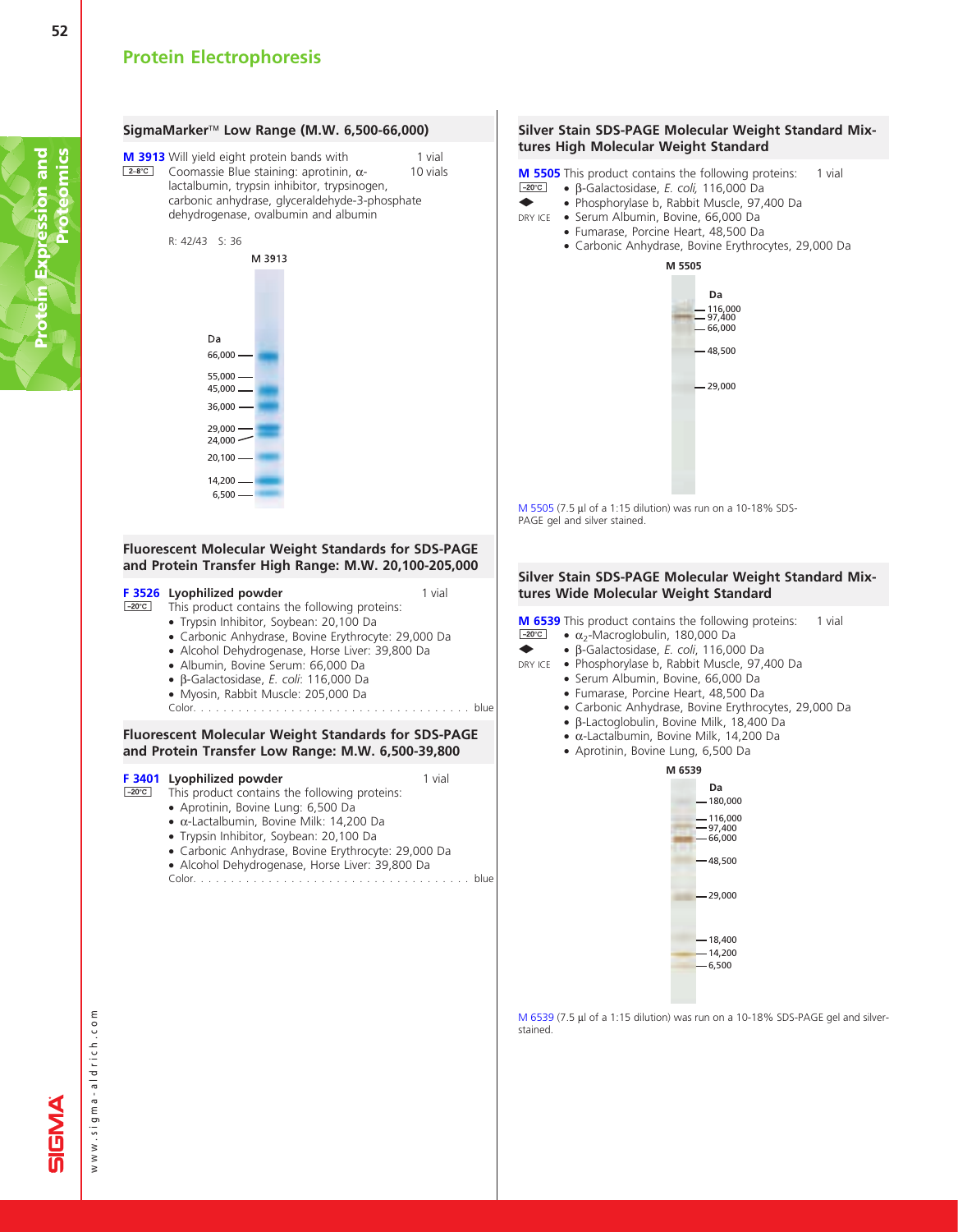# Protein Electrophoresis

## SigmaMarker™ Low Range (M.W. 6,500-66,000)

**M 3913** Will yield eight protein bands with Coomassie Blue staining: aprotinin, α-lactalbumin, trypsin inhibitor, trypsinogen, carbonic anhydrase, glyceraldehyde-3-phosphate dehydrogenase, ovalbumin and albumin — 1 vial, 10 vials

2-8°C

R: 42/43 S: 36

M 3913

Da: 66,000; 55,000; 45,000; 36,000; 29,000; 24,000; 20,100; 14,200; 6,500

## Fluorescent Molecular Weight Standards for SDS-PAGE and Protein Transfer High Range: M.W. 20,100-205,000

**F 3526** **Lyophilized powder** — 1 vial

–20°C

This product contains the following proteins:

- Trypsin Inhibitor, Soybean: 20,100 Da
- Carbonic Anhydrase, Bovine Erythrocyte: 29,000 Da
- Alcohol Dehydrogenase, Horse Liver: 39,800 Da
- Albumin, Bovine Serum: 66,000 Da
- β-Galactosidase, *E. coli*: 116,000 Da
- Myosin, Rabbit Muscle: 205,000 Da

Color. . . . . . . . . . . . . . . . . . . . . . . . . . . . . . . . . . . . . blue

## Fluorescent Molecular Weight Standards for SDS-PAGE and Protein Transfer Low Range: M.W. 6,500-39,800

**F 3401** **Lyophilized powder** — 1 vial

–20°C

This product contains the following proteins:

- Aprotinin, Bovine Lung: 6,500 Da
- α-Lactalbumin, Bovine Milk: 14,200 Da
- Trypsin Inhibitor, Soybean: 20,100 Da
- Carbonic Anhydrase, Bovine Erythrocyte: 29,000 Da
- Alcohol Dehydrogenase, Horse Liver: 39,800 Da

Color. . . . . . . . . . . . . . . . . . . . . . . . . . . . . . . . . . . . . blue

## Silver Stain SDS-PAGE Molecular Weight Standard Mixtures High Molecular Weight Standard

**M 5505** This product contains the following proteins: — 1 vial

–20°C, DRY ICE

- β-Galactosidase, *E. coli,* 116,000 Da
- Phosphorylase b, Rabbit Muscle, 97,400 Da
- Serum Albumin, Bovine, 66,000 Da
- Fumarase, Porcine Heart, 48,500 Da
- Carbonic Anhydrase, Bovine Erythrocytes, 29,000 Da

M 5505

Da: 116,000; 97,400; 66,000; 48,500; 29,000

M 5505 (7.5 µl of a 1:15 dilution) was run on a 10-18% SDS-PAGE gel and silver stained.

## Silver Stain SDS-PAGE Molecular Weight Standard Mixtures Wide Molecular Weight Standard

**M 6539** This product contains the following proteins: — 1 vial

–20°C, DRY ICE

- $\alpha_2$-Macroglobulin, 180,000 Da
- β-Galactosidase, *E. coli*, 116,000 Da
- Phosphorylase b, Rabbit Muscle, 97,400 Da
- Serum Albumin, Bovine, 66,000 Da
- Fumarase, Porcine Heart, 48,500 Da
- Carbonic Anhydrase, Bovine Erythrocytes, 29,000 Da
- β-Lactoglobulin, Bovine Milk, 18,400 Da
- α-Lactalbumin, Bovine Milk, 14,200 Da
- Aprotinin, Bovine Lung, 6,500 Da

M 6539

Da: 180,000; 116,000; 97,400; 66,000; 48,500; 29,000; 18,400; 14,200; 6,500

M 6539 (7.5 µl of a 1:15 dilution) was run on a 10-18% SDS-PAGE gel and silver-stained.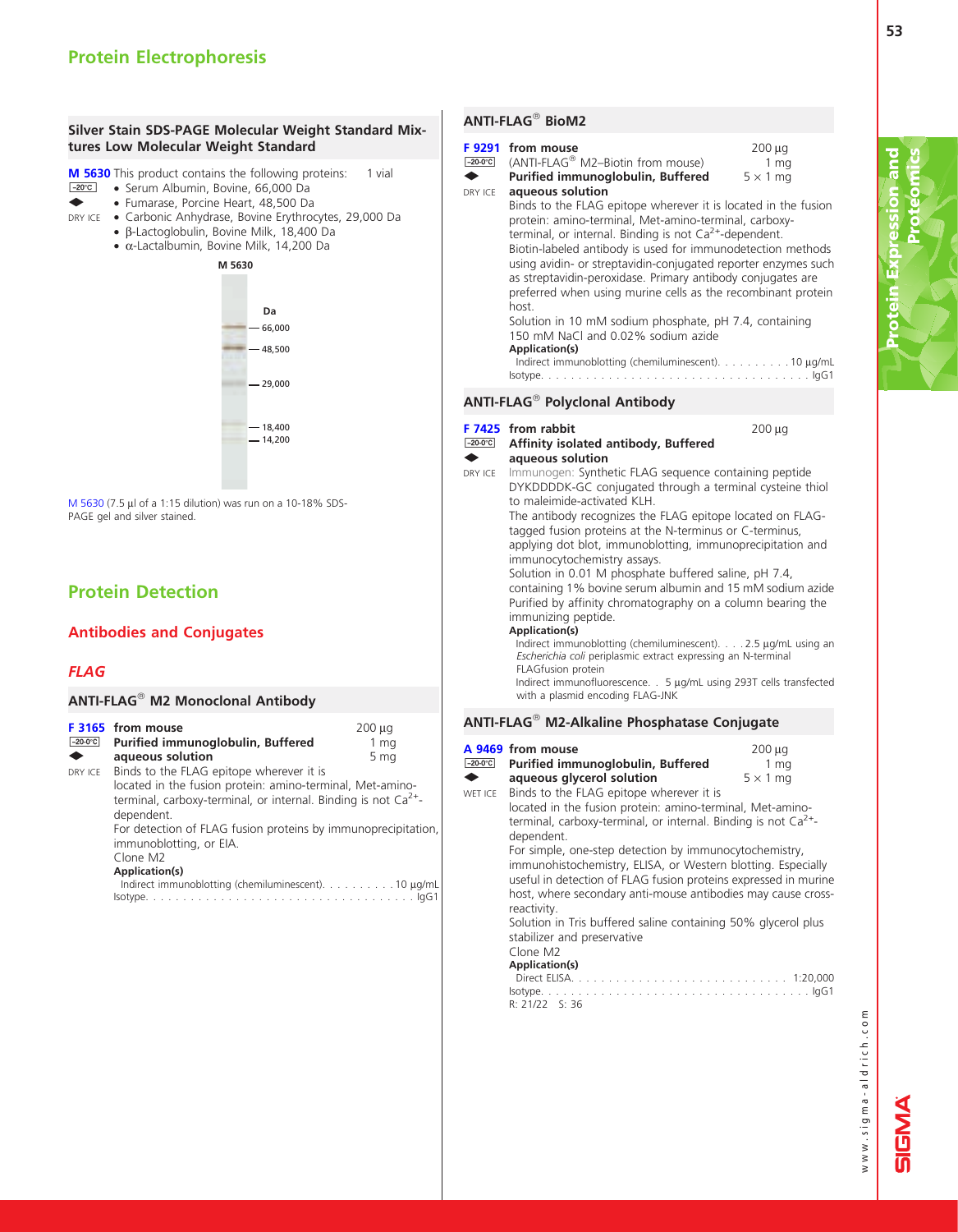# Protein Electrophoresis

### Silver Stain SDS-PAGE Molecular Weight Standard Mixtures Low Molecular Weight Standard

**M 5630** This product contains the following proteins: 1 vial

–20°C

DRY ICE

- Serum Albumin, Bovine, 66,000 Da
- Fumarase, Porcine Heart, 48,500 Da
- Carbonic Anhydrase, Bovine Erythrocytes, 29,000 Da
- β-Lactoglobulin, Bovine Milk, 18,400 Da
- α-Lactalbumin, Bovine Milk, 14,200 Da

M 5630

Da

66,000

48,500

29,000

18,400

14,200

M 5630 (7.5 μl of a 1:15 dilution) was run on a 10-18% SDS-PAGE gel and silver stained.

## Protein Detection

### Antibodies and Conjugates

#### *FLAG*

### ANTI-FLAG® M2 Monoclonal Antibody

**F 3165 from mouse** 200 μg

**Purified immunoglobulin, Buffered aqueous solution** 1 mg, 5 mg

–20-0°C

DRY ICE

Binds to the FLAG epitope wherever it is located in the fusion protein: amino-terminal, Met-amino-terminal, carboxy-terminal, or internal. Binding is not $Ca^{2+}$-dependent.

For detection of FLAG fusion proteins by immunoprecipitation, immunoblotting, or EIA.

Clone M2

**Application(s)**

Indirect immunoblotting (chemiluminescent). . . . . . . . . . 10 μg/mL

Isotype. . . . . . . . . . . . . . . . . . . . . . . . . . . . . . . . . . . IgG1

### ANTI-FLAG® BioM2

**F 9291 from mouse** 200 μg

(ANTI-FLAG® M2–Biotin from mouse) 1 mg

**Purified immunoglobulin, Buffered aqueous solution** 5 × 1 mg

–20-0°C

DRY ICE

Binds to the FLAG epitope wherever it is located in the fusion protein: amino-terminal, Met-amino-terminal, carboxy-terminal, or internal. Binding is not $Ca^{2+}$-dependent.

Biotin-labeled antibody is used for immunodetection methods using avidin- or streptavidin-conjugated reporter enzymes such as streptavidin-peroxidase. Primary antibody conjugates are preferred when using murine cells as the recombinant protein host.

Solution in 10 mM sodium phosphate, pH 7.4, containing 150 mM NaCl and 0.02% sodium azide

**Application(s)**

Indirect immunoblotting (chemiluminescent). . . . . . . . . . 10 μg/mL

Isotype. . . . . . . . . . . . . . . . . . . . . . . . . . . . . . . . . . . IgG1

### ANTI-FLAG® Polyclonal Antibody

**F 7425 from rabbit** 200 μg

**Affinity isolated antibody, Buffered aqueous solution**

–20-0°C

DRY ICE

Immunogen: Synthetic FLAG sequence containing peptide DYKDDDDK-GC conjugated through a terminal cysteine thiol to maleimide-activated KLH.

The antibody recognizes the FLAG epitope located on FLAG-tagged fusion proteins at the N-terminus or C-terminus, applying dot blot, immunoblotting, immunoprecipitation and immunocytochemistry assays.

Solution in 0.01 M phosphate buffered saline, pH 7.4, containing 1% bovine serum albumin and 15 mM sodium azide

Purified by affinity chromatography on a column bearing the immunizing peptide.

**Application(s)**

Indirect immunoblotting (chemiluminescent). . . . 2.5 μg/mL using an *Escherichia coli* periplasmic extract expressing an N-terminal FLAGfusion protein

Indirect immunofluorescence. . 5 μg/mL using 293T cells transfected with a plasmid encoding FLAG-JNK

### ANTI-FLAG® M2-Alkaline Phosphatase Conjugate

**A 9469 from mouse** 200 μg

**Purified immunoglobulin, Buffered aqueous glycerol solution** 1 mg, 5 × 1 mg

–20-0°C

WET ICE

Binds to the FLAG epitope wherever it is located in the fusion protein: amino-terminal, Met-amino-terminal, carboxy-terminal, or internal. Binding is not $Ca^{2+}$-dependent.

For simple, one-step detection by immunocytochemistry, immunohistochemistry, ELISA, or Western blotting. Especially useful in detection of FLAG fusion proteins expressed in murine host, where secondary anti-mouse antibodies may cause cross-reactivity.

Solution in Tris buffered saline containing 50% glycerol plus stabilizer and preservative

Clone M2

**Application(s)**

Direct ELISA. . . . . . . . . . . . . . . . . . . . . . . . . . . . . 1:20,000

Isotype. . . . . . . . . . . . . . . . . . . . . . . . . . . . . . . . . . . IgG1

R: 21/22 S: 36